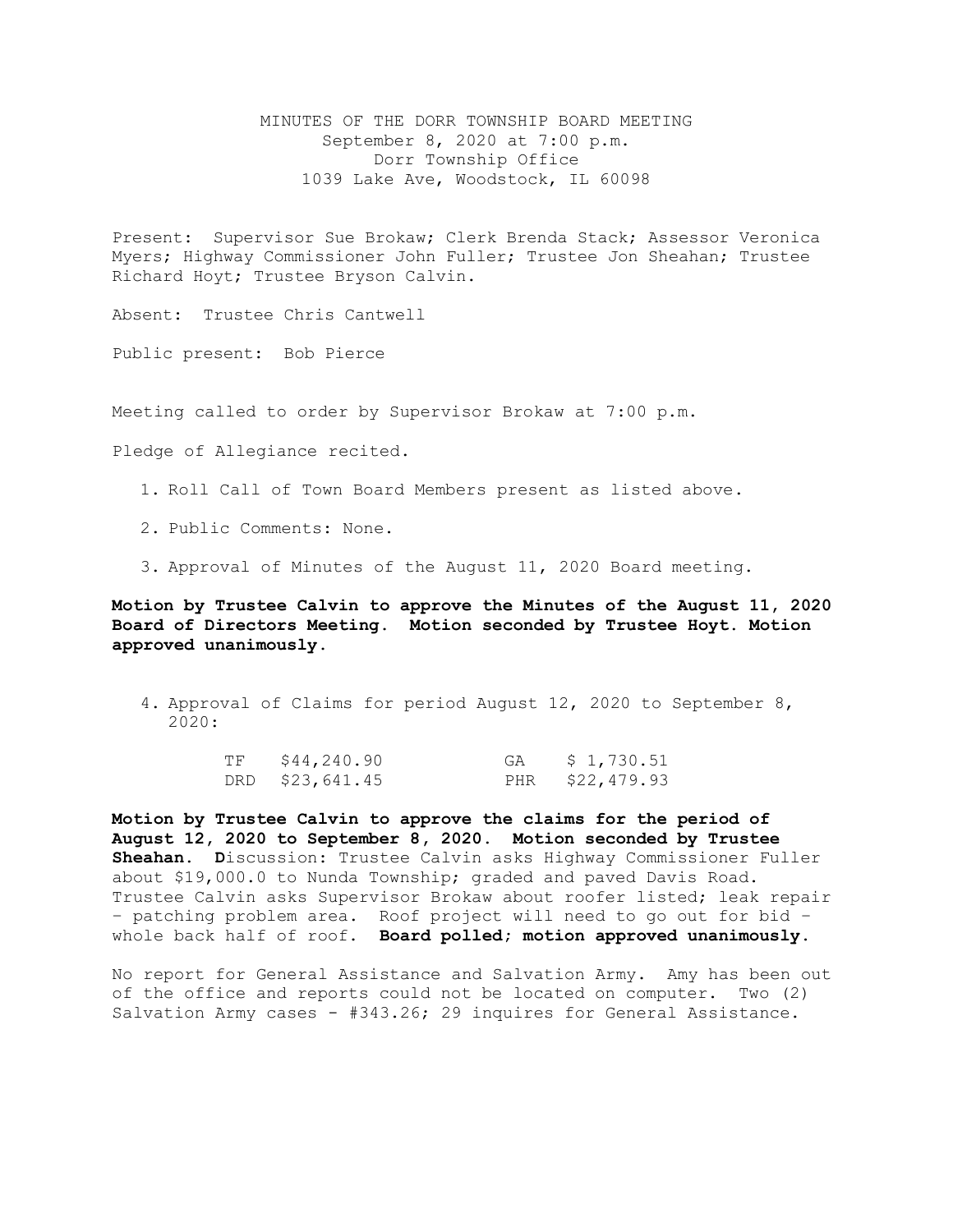MINUTES OF THE DORR TOWNSHIP BOARD MEETING
September 8, 2020 at 7:00 p.m.
Dorr Township Office
1039 Lake Ave, Woodstock, IL 60098

Present: Supervisor Sue Brokaw; Clerk Brenda Stack; Assessor Veronica Myers; Highway Commissioner John Fuller; Trustee Jon Sheahan; Trustee Richard Hoyt; Trustee Bryson Calvin.

Absent: Trustee Chris Cantwell

Public present: Bob Pierce

Meeting called to order by Supervisor Brokaw at 7:00 p.m.

Pledge of Allegiance recited.

1. Roll Call of Town Board Members present as listed above.
2. Public Comments: None.
3. Approval of Minutes of the August 11, 2020 Board meeting.

**Motion by Trustee Calvin to approve the Minutes of the August 11, 2020 Board of Directors Meeting. Motion seconded by Trustee Hoyt. Motion approved unanimously.**

4. Approval of Claims for period August 12, 2020 to September 8, 2020:

| | | | |
|---|---|---|---|
| TF | $44,240.90 | GA | $ 1,730.51 |
| DRD | $23,641.45 | PHR | $22,479.93 |

**Motion by Trustee Calvin to approve the claims for the period of August 12, 2020 to September 8, 2020. Motion seconded by Trustee Sheahan. D**iscussion: Trustee Calvin asks Highway Commissioner Fuller about $19,000.0 to Nunda Township; graded and paved Davis Road. Trustee Calvin asks Supervisor Brokaw about roofer listed; leak repair – patching problem area. Roof project will need to go out for bid – whole back half of roof. **Board polled; motion approved unanimously.**

No report for General Assistance and Salvation Army. Amy has been out of the office and reports could not be located on computer. Two (2) Salvation Army cases - #343.26; 29 inquires for General Assistance.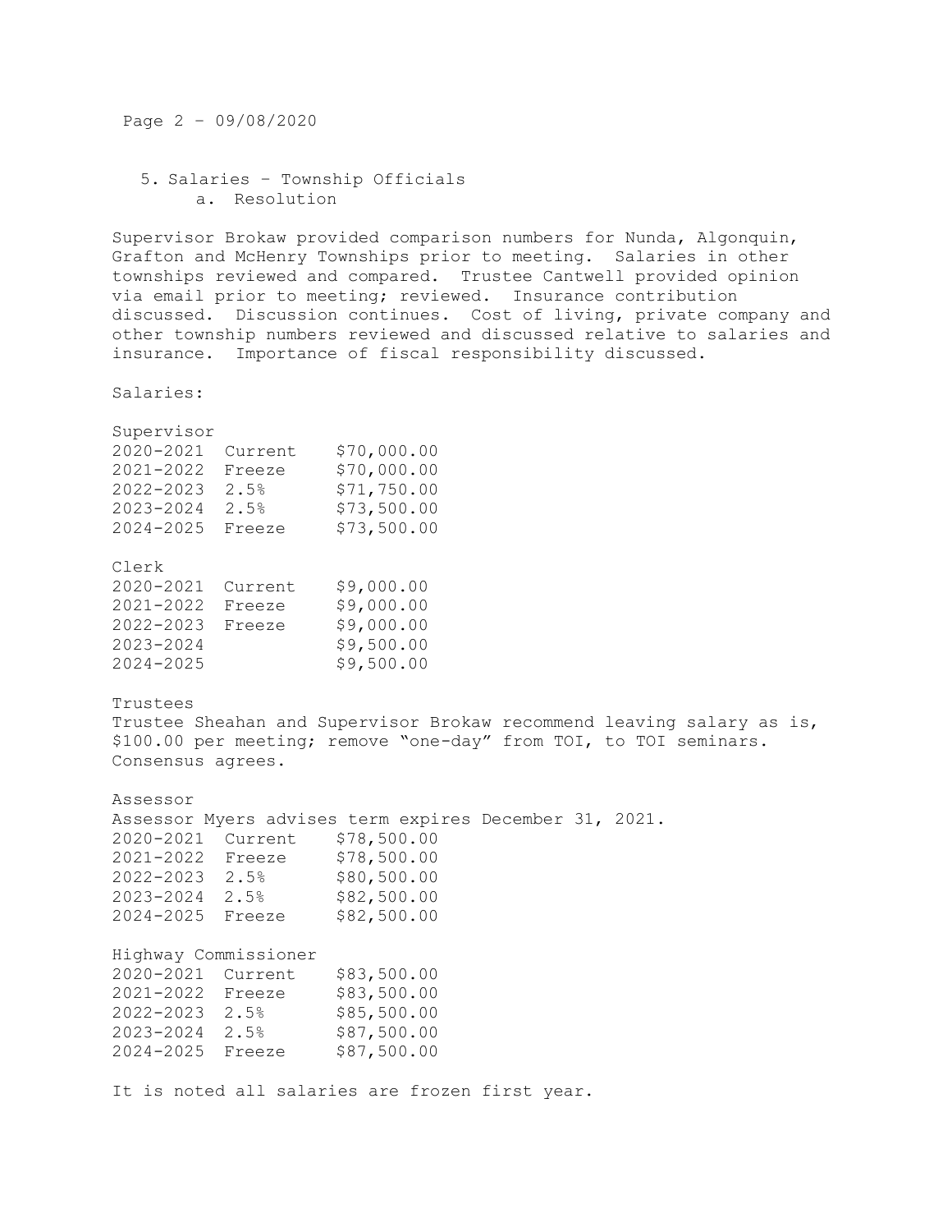5. Salaries – Township Officials
    a. Resolution

Supervisor Brokaw provided comparison numbers for Nunda, Algonquin, Grafton and McHenry Townships prior to meeting. Salaries in other townships reviewed and compared. Trustee Cantwell provided opinion via email prior to meeting; reviewed. Insurance contribution discussed. Discussion continues. Cost of living, private company and other township numbers reviewed and discussed relative to salaries and insurance. Importance of fiscal responsibility discussed.

Salaries:

Supervisor

| | | |
|---|---|---|
| 2020-2021 | Current | \$70,000.00 |
| 2021-2022 | Freeze | \$70,000.00 |
| 2022-2023 | 2.5% | \$71,750.00 |
| 2023-2024 | 2.5% | \$73,500.00 |
| 2024-2025 | Freeze | \$73,500.00 |

Clerk

| | | |
|---|---|---|
| 2020-2021 | Current | \$9,000.00 |
| 2021-2022 | Freeze | \$9,000.00 |
| 2022-2023 | Freeze | \$9,000.00 |
| 2023-2024 | | \$9,500.00 |
| 2024-2025 | | \$9,500.00 |

Trustees
Trustee Sheahan and Supervisor Brokaw recommend leaving salary as is, \$100.00 per meeting; remove "one-day" from TOI, to TOI seminars. Consensus agrees.

Assessor
Assessor Myers advises term expires December 31, 2021.

| | | |
|---|---|---|
| 2020-2021 | Current | \$78,500.00 |
| 2021-2022 | Freeze | \$78,500.00 |
| 2022-2023 | 2.5% | \$80,500.00 |
| 2023-2024 | 2.5% | \$82,500.00 |
| 2024-2025 | Freeze | \$82,500.00 |

Highway Commissioner

| | | |
|---|---|---|
| 2020-2021 | Current | \$83,500.00 |
| 2021-2022 | Freeze | \$83,500.00 |
| 2022-2023 | 2.5% | \$85,500.00 |
| 2023-2024 | 2.5% | \$87,500.00 |
| 2024-2025 | Freeze | \$87,500.00 |

It is noted all salaries are frozen first year.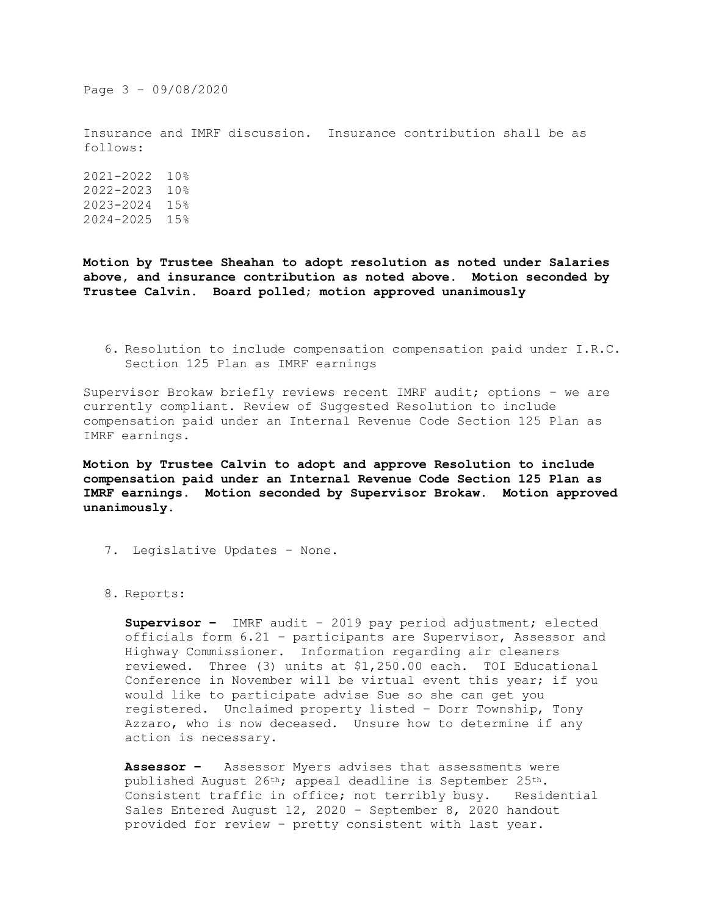Insurance and IMRF discussion. Insurance contribution shall be as follows:

2021-2022 10%
2022-2023 10%
2023-2024 15%
2024-2025 15%

**Motion by Trustee Sheahan to adopt resolution as noted under Salaries above, and insurance contribution as noted above. Motion seconded by Trustee Calvin. Board polled; motion approved unanimously**

6. Resolution to include compensation compensation paid under I.R.C. Section 125 Plan as IMRF earnings

Supervisor Brokaw briefly reviews recent IMRF audit; options – we are currently compliant. Review of Suggested Resolution to include compensation paid under an Internal Revenue Code Section 125 Plan as IMRF earnings.

**Motion by Trustee Calvin to adopt and approve Resolution to include compensation paid under an Internal Revenue Code Section 125 Plan as IMRF earnings. Motion seconded by Supervisor Brokaw. Motion approved unanimously.**

7. Legislative Updates – None.

8. Reports:

   **Supervisor –** IMRF audit – 2019 pay period adjustment; elected officials form 6.21 – participants are Supervisor, Assessor and Highway Commissioner. Information regarding air cleaners reviewed. Three (3) units at $1,250.00 each. TOI Educational Conference in November will be virtual event this year; if you would like to participate advise Sue so she can get you registered. Unclaimed property listed – Dorr Township, Tony Azzaro, who is now deceased. Unsure how to determine if any action is necessary.

   **Assessor –** Assessor Myers advises that assessments were published August 26th; appeal deadline is September 25th. Consistent traffic in office; not terribly busy. Residential Sales Entered August 12, 2020 – September 8, 2020 handout provided for review – pretty consistent with last year.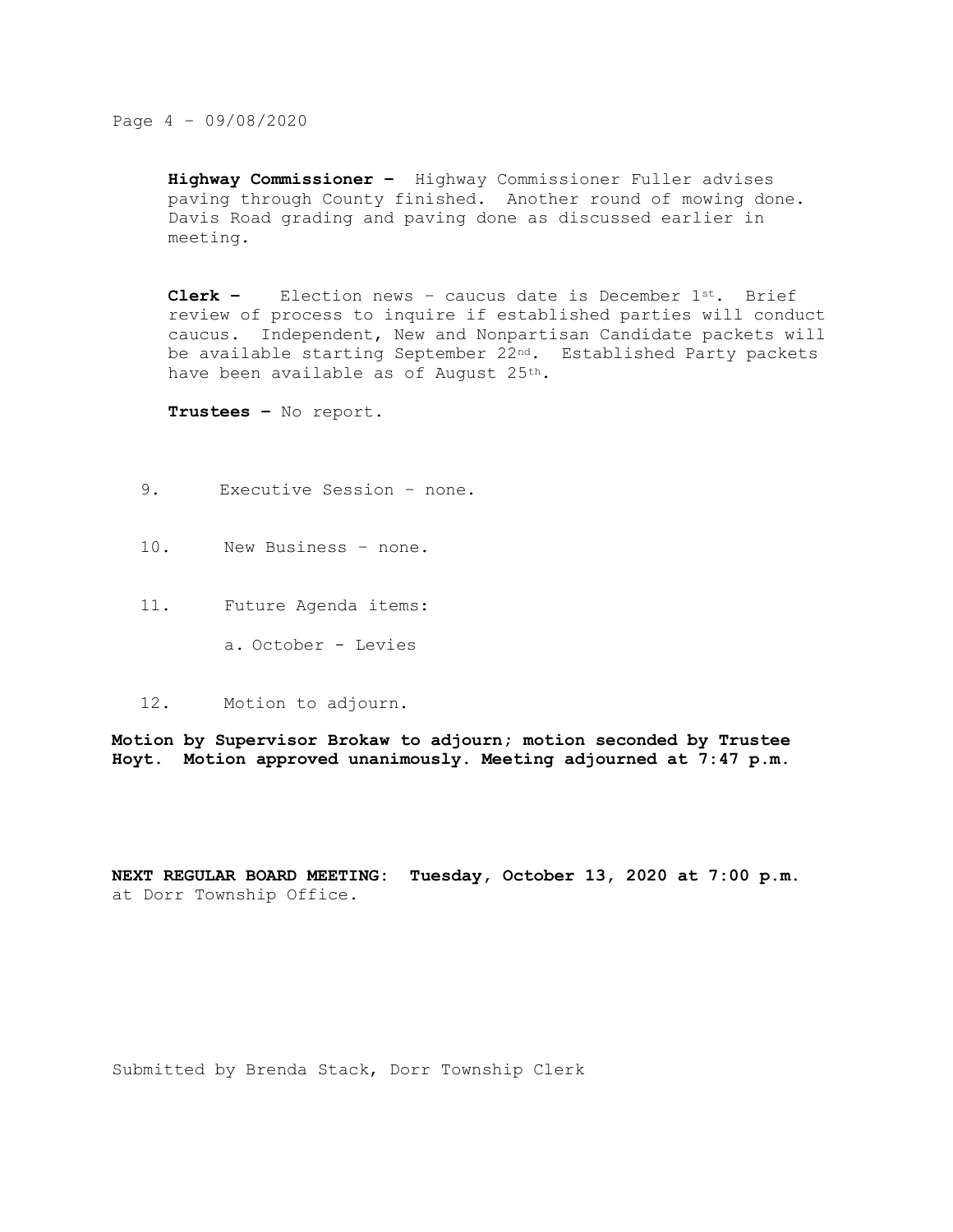**Highway Commissioner –** Highway Commissioner Fuller advises paving through County finished. Another round of mowing done. Davis Road grading and paving done as discussed earlier in meeting.

**Clerk –** Election news – caucus date is December 1st. Brief review of process to inquire if established parties will conduct caucus. Independent, New and Nonpartisan Candidate packets will be available starting September 22nd. Established Party packets have been available as of August 25th.

**Trustees –** No report.

9. Executive Session – none.

10. New Business – none.

11. Future Agenda items:

    a. October - Levies

12. Motion to adjourn.

**Motion by Supervisor Brokaw to adjourn; motion seconded by Trustee Hoyt. Motion approved unanimously. Meeting adjourned at 7:47 p.m.**

**NEXT REGULAR BOARD MEETING: Tuesday, October 13, 2020 at 7:00 p.m.** at Dorr Township Office.

Submitted by Brenda Stack, Dorr Township Clerk